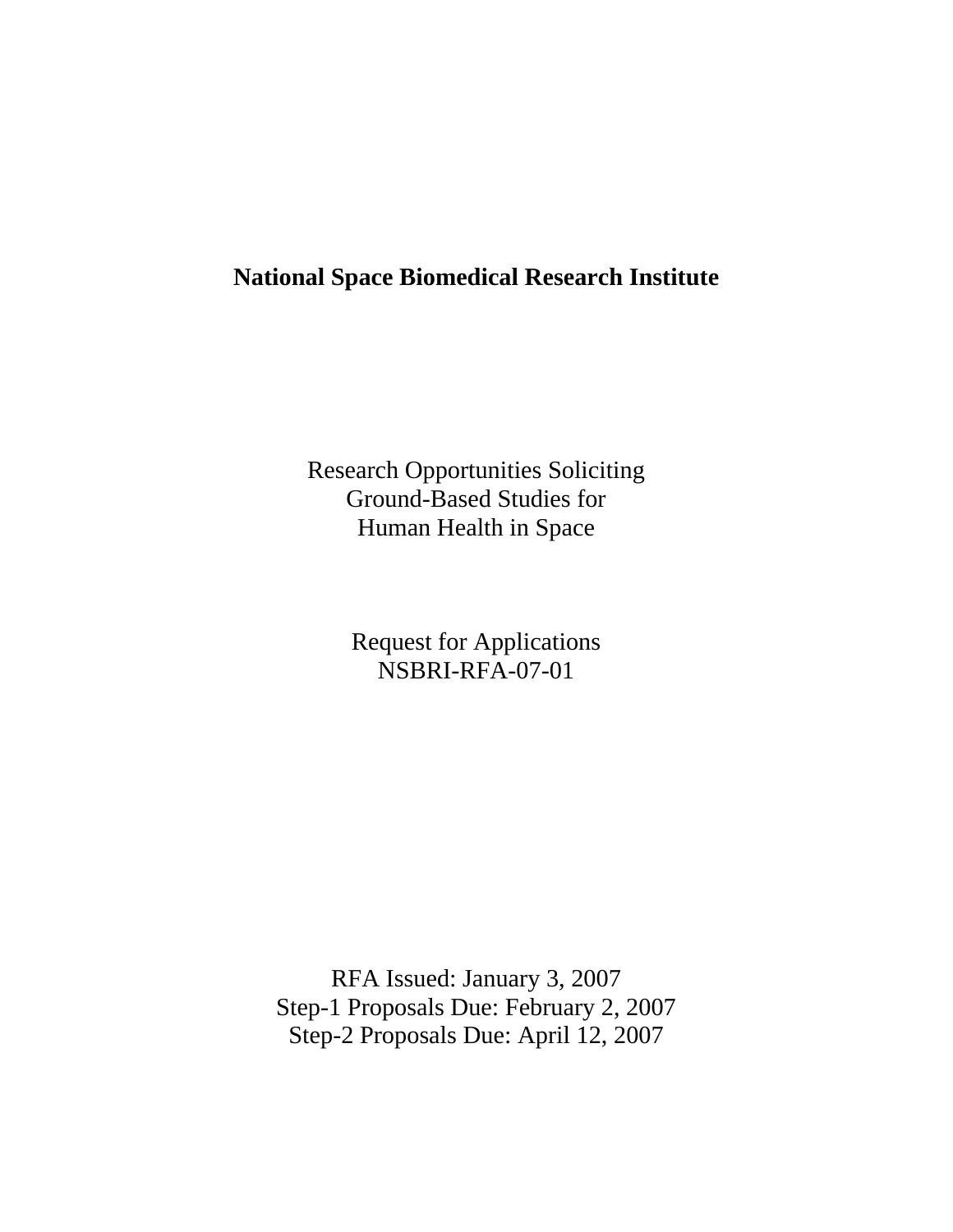# National Space Biomedical Research Institute

Research Opportunities Soliciting
Ground-Based Studies for
Human Health in Space

Request for Applications
NSBRI-RFA-07-01

RFA Issued: January 3, 2007
Step-1 Proposals Due: February 2, 2007
Step-2 Proposals Due: April 12, 2007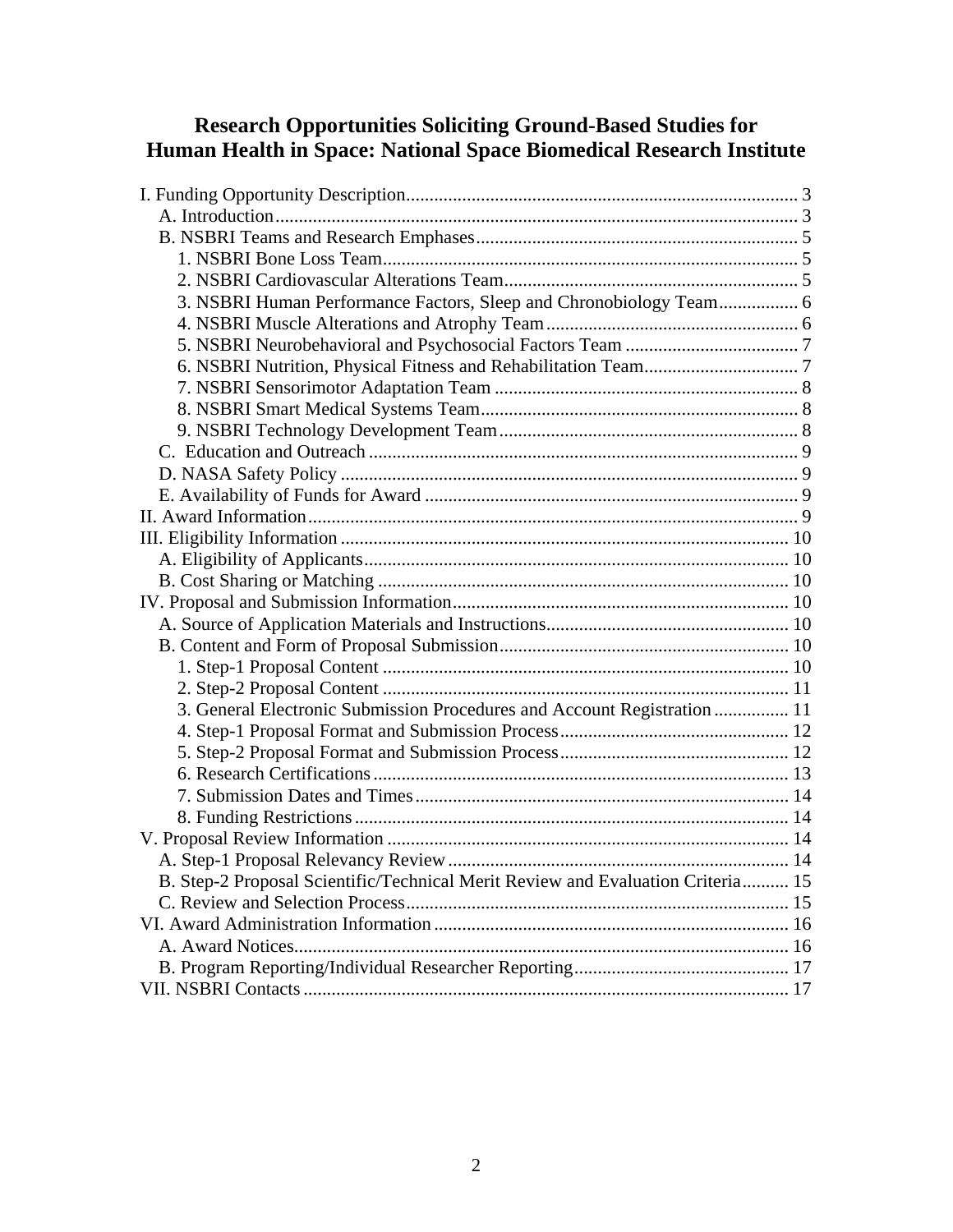# Research Opportunities Soliciting Ground-Based Studies for Human Health in Space: National Space Biomedical Research Institute

I. Funding Opportunity Description .......... 3
- A. Introduction .......... 3
- B. NSBRI Teams and Research Emphases .......... 5
  - 1. NSBRI Bone Loss Team .......... 5
  - 2. NSBRI Cardiovascular Alterations Team .......... 5
  - 3. NSBRI Human Performance Factors, Sleep and Chronobiology Team .......... 6
  - 4. NSBRI Muscle Alterations and Atrophy Team .......... 6
  - 5. NSBRI Neurobehavioral and Psychosocial Factors Team .......... 7
  - 6. NSBRI Nutrition, Physical Fitness and Rehabilitation Team .......... 7
  - 7. NSBRI Sensorimotor Adaptation Team .......... 8
  - 8. NSBRI Smart Medical Systems Team .......... 8
  - 9. NSBRI Technology Development Team .......... 8
- C. Education and Outreach .......... 9
- D. NASA Safety Policy .......... 9
- E. Availability of Funds for Award .......... 9

II. Award Information .......... 9

III. Eligibility Information .......... 10
- A. Eligibility of Applicants .......... 10
- B. Cost Sharing or Matching .......... 10

IV. Proposal and Submission Information .......... 10
- A. Source of Application Materials and Instructions .......... 10
- B. Content and Form of Proposal Submission .......... 10
  - 1. Step-1 Proposal Content .......... 10
  - 2. Step-2 Proposal Content .......... 11
  - 3. General Electronic Submission Procedures and Account Registration .......... 11
  - 4. Step-1 Proposal Format and Submission Process .......... 12
  - 5. Step-2 Proposal Format and Submission Process .......... 12
  - 6. Research Certifications .......... 13
  - 7. Submission Dates and Times .......... 14
  - 8. Funding Restrictions .......... 14

V. Proposal Review Information .......... 14
- A. Step-1 Proposal Relevancy Review .......... 14
- B. Step-2 Proposal Scientific/Technical Merit Review and Evaluation Criteria .......... 15
- C. Review and Selection Process .......... 15

VI. Award Administration Information .......... 16
- A. Award Notices .......... 16
- B. Program Reporting/Individual Researcher Reporting .......... 17

VII. NSBRI Contacts .......... 17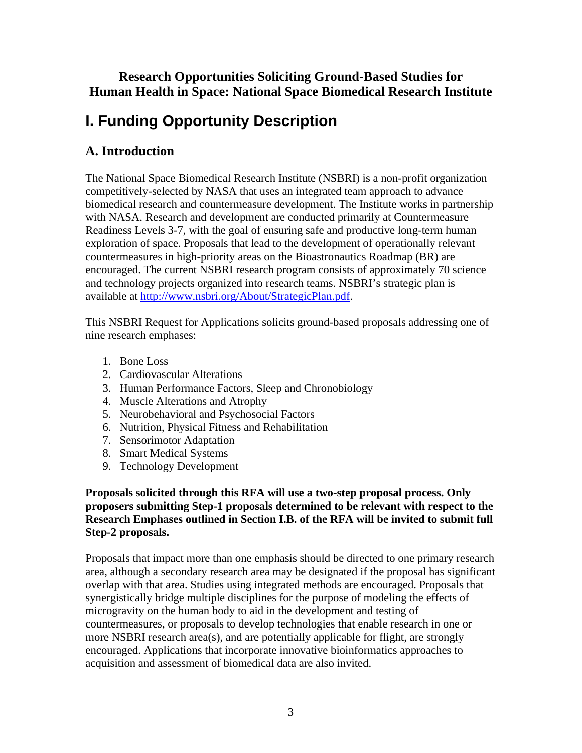**Research Opportunities Soliciting Ground-Based Studies for Human Health in Space: National Space Biomedical Research Institute**

# I. Funding Opportunity Description

## A. Introduction

The National Space Biomedical Research Institute (NSBRI) is a non-profit organization competitively-selected by NASA that uses an integrated team approach to advance biomedical research and countermeasure development. The Institute works in partnership with NASA. Research and development are conducted primarily at Countermeasure Readiness Levels 3-7, with the goal of ensuring safe and productive long-term human exploration of space. Proposals that lead to the development of operationally relevant countermeasures in high-priority areas on the Bioastronautics Roadmap (BR) are encouraged. The current NSBRI research program consists of approximately 70 science and technology projects organized into research teams. NSBRI's strategic plan is available at http://www.nsbri.org/About/StrategicPlan.pdf.

This NSBRI Request for Applications solicits ground-based proposals addressing one of nine research emphases:

1. Bone Loss
2. Cardiovascular Alterations
3. Human Performance Factors, Sleep and Chronobiology
4. Muscle Alterations and Atrophy
5. Neurobehavioral and Psychosocial Factors
6. Nutrition, Physical Fitness and Rehabilitation
7. Sensorimotor Adaptation
8. Smart Medical Systems
9. Technology Development

**Proposals solicited through this RFA will use a two-step proposal process. Only proposers submitting Step-1 proposals determined to be relevant with respect to the Research Emphases outlined in Section I.B. of the RFA will be invited to submit full Step-2 proposals.**

Proposals that impact more than one emphasis should be directed to one primary research area, although a secondary research area may be designated if the proposal has significant overlap with that area. Studies using integrated methods are encouraged. Proposals that synergistically bridge multiple disciplines for the purpose of modeling the effects of microgravity on the human body to aid in the development and testing of countermeasures, or proposals to develop technologies that enable research in one or more NSBRI research area(s), and are potentially applicable for flight, are strongly encouraged. Applications that incorporate innovative bioinformatics approaches to acquisition and assessment of biomedical data are also invited.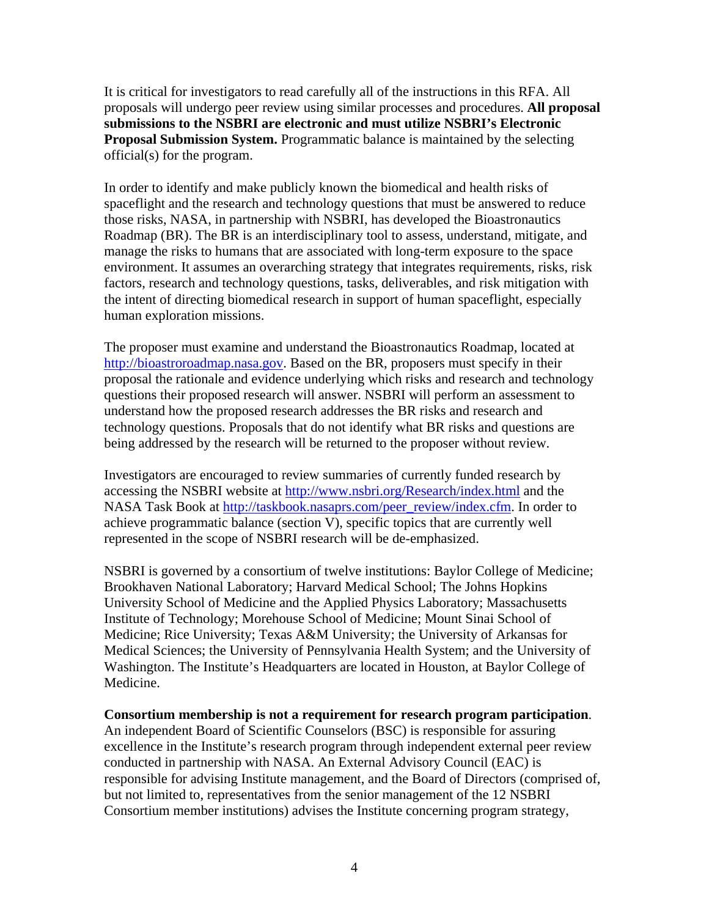It is critical for investigators to read carefully all of the instructions in this RFA. All proposals will undergo peer review using similar processes and procedures. **All proposal submissions to the NSBRI are electronic and must utilize NSBRI's Electronic Proposal Submission System.** Programmatic balance is maintained by the selecting official(s) for the program.

In order to identify and make publicly known the biomedical and health risks of spaceflight and the research and technology questions that must be answered to reduce those risks, NASA, in partnership with NSBRI, has developed the Bioastronautics Roadmap (BR). The BR is an interdisciplinary tool to assess, understand, mitigate, and manage the risks to humans that are associated with long-term exposure to the space environment. It assumes an overarching strategy that integrates requirements, risks, risk factors, research and technology questions, tasks, deliverables, and risk mitigation with the intent of directing biomedical research in support of human spaceflight, especially human exploration missions.

The proposer must examine and understand the Bioastronautics Roadmap, located at [http://bioastroroadmap.nasa.gov](http://bioastroroadmap.nasa.gov). Based on the BR, proposers must specify in their proposal the rationale and evidence underlying which risks and research and technology questions their proposed research will answer. NSBRI will perform an assessment to understand how the proposed research addresses the BR risks and research and technology questions. Proposals that do not identify what BR risks and questions are being addressed by the research will be returned to the proposer without review.

Investigators are encouraged to review summaries of currently funded research by accessing the NSBRI website at [http://www.nsbri.org/Research/index.html](http://www.nsbri.org/Research/index.html) and the NASA Task Book at [http://taskbook.nasaprs.com/peer_review/index.cfm](http://taskbook.nasaprs.com/peer_review/index.cfm). In order to achieve programmatic balance (section V), specific topics that are currently well represented in the scope of NSBRI research will be de-emphasized.

NSBRI is governed by a consortium of twelve institutions: Baylor College of Medicine; Brookhaven National Laboratory; Harvard Medical School; The Johns Hopkins University School of Medicine and the Applied Physics Laboratory; Massachusetts Institute of Technology; Morehouse School of Medicine; Mount Sinai School of Medicine; Rice University; Texas A&M University; the University of Arkansas for Medical Sciences; the University of Pennsylvania Health System; and the University of Washington. The Institute's Headquarters are located in Houston, at Baylor College of Medicine.

**Consortium membership is not a requirement for research program participation**. An independent Board of Scientific Counselors (BSC) is responsible for assuring excellence in the Institute's research program through independent external peer review conducted in partnership with NASA. An External Advisory Council (EAC) is responsible for advising Institute management, and the Board of Directors (comprised of, but not limited to, representatives from the senior management of the 12 NSBRI Consortium member institutions) advises the Institute concerning program strategy,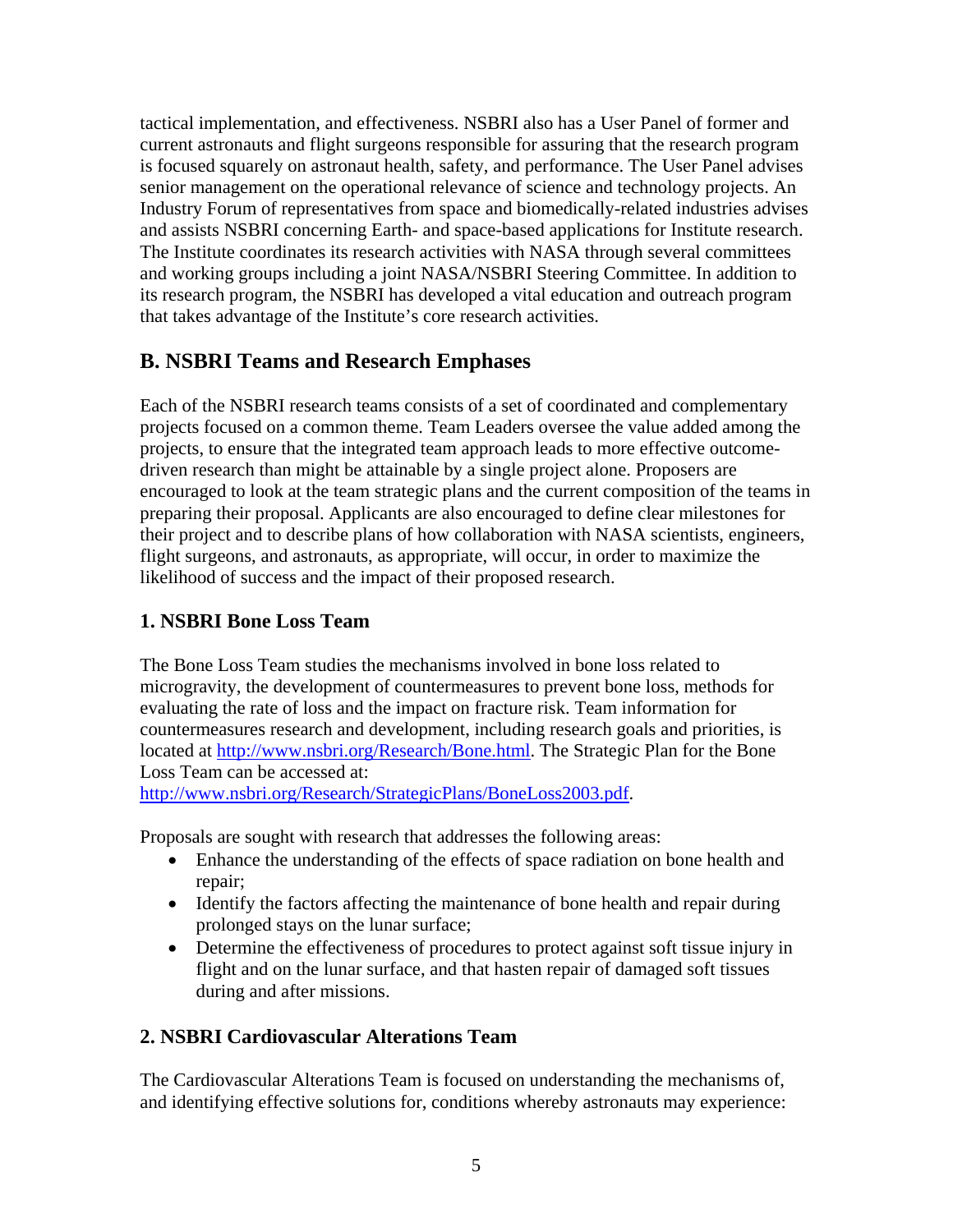tactical implementation, and effectiveness. NSBRI also has a User Panel of former and current astronauts and flight surgeons responsible for assuring that the research program is focused squarely on astronaut health, safety, and performance. The User Panel advises senior management on the operational relevance of science and technology projects. An Industry Forum of representatives from space and biomedically-related industries advises and assists NSBRI concerning Earth- and space-based applications for Institute research. The Institute coordinates its research activities with NASA through several committees and working groups including a joint NASA/NSBRI Steering Committee. In addition to its research program, the NSBRI has developed a vital education and outreach program that takes advantage of the Institute's core research activities.

## B. NSBRI Teams and Research Emphases

Each of the NSBRI research teams consists of a set of coordinated and complementary projects focused on a common theme. Team Leaders oversee the value added among the projects, to ensure that the integrated team approach leads to more effective outcome-driven research than might be attainable by a single project alone. Proposers are encouraged to look at the team strategic plans and the current composition of the teams in preparing their proposal. Applicants are also encouraged to define clear milestones for their project and to describe plans of how collaboration with NASA scientists, engineers, flight surgeons, and astronauts, as appropriate, will occur, in order to maximize the likelihood of success and the impact of their proposed research.

### 1. NSBRI Bone Loss Team

The Bone Loss Team studies the mechanisms involved in bone loss related to microgravity, the development of countermeasures to prevent bone loss, methods for evaluating the rate of loss and the impact on fracture risk. Team information for countermeasures research and development, including research goals and priorities, is located at http://www.nsbri.org/Research/Bone.html. The Strategic Plan for the Bone Loss Team can be accessed at: http://www.nsbri.org/Research/StrategicPlans/BoneLoss2003.pdf.

Proposals are sought with research that addresses the following areas:

- Enhance the understanding of the effects of space radiation on bone health and repair;
- Identify the factors affecting the maintenance of bone health and repair during prolonged stays on the lunar surface;
- Determine the effectiveness of procedures to protect against soft tissue injury in flight and on the lunar surface, and that hasten repair of damaged soft tissues during and after missions.

### 2. NSBRI Cardiovascular Alterations Team

The Cardiovascular Alterations Team is focused on understanding the mechanisms of, and identifying effective solutions for, conditions whereby astronauts may experience: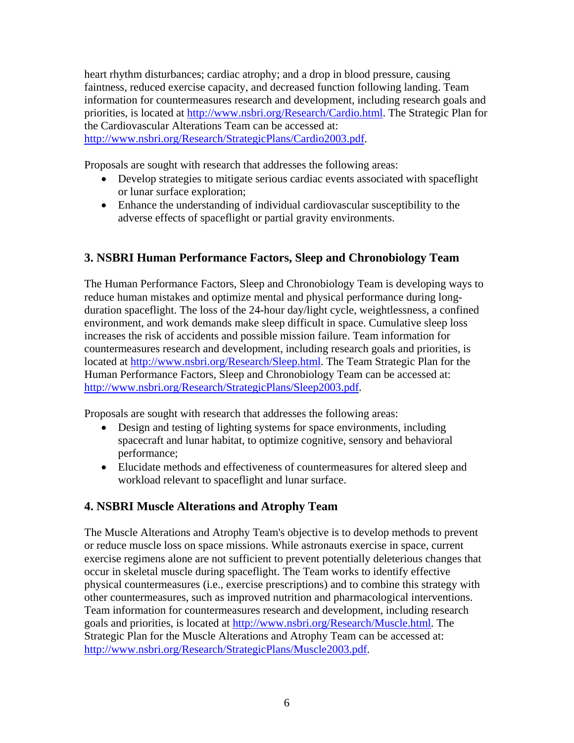heart rhythm disturbances; cardiac atrophy; and a drop in blood pressure, causing faintness, reduced exercise capacity, and decreased function following landing. Team information for countermeasures research and development, including research goals and priorities, is located at http://www.nsbri.org/Research/Cardio.html. The Strategic Plan for the Cardiovascular Alterations Team can be accessed at: http://www.nsbri.org/Research/StrategicPlans/Cardio2003.pdf.

Proposals are sought with research that addresses the following areas:

- Develop strategies to mitigate serious cardiac events associated with spaceflight or lunar surface exploration;
- Enhance the understanding of individual cardiovascular susceptibility to the adverse effects of spaceflight or partial gravity environments.

## 3. NSBRI Human Performance Factors, Sleep and Chronobiology Team

The Human Performance Factors, Sleep and Chronobiology Team is developing ways to reduce human mistakes and optimize mental and physical performance during long-duration spaceflight. The loss of the 24-hour day/light cycle, weightlessness, a confined environment, and work demands make sleep difficult in space. Cumulative sleep loss increases the risk of accidents and possible mission failure. Team information for countermeasures research and development, including research goals and priorities, is located at http://www.nsbri.org/Research/Sleep.html. The Team Strategic Plan for the Human Performance Factors, Sleep and Chronobiology Team can be accessed at: http://www.nsbri.org/Research/StrategicPlans/Sleep2003.pdf.

Proposals are sought with research that addresses the following areas:

- Design and testing of lighting systems for space environments, including spacecraft and lunar habitat, to optimize cognitive, sensory and behavioral performance;
- Elucidate methods and effectiveness of countermeasures for altered sleep and workload relevant to spaceflight and lunar surface.

## 4. NSBRI Muscle Alterations and Atrophy Team

The Muscle Alterations and Atrophy Team's objective is to develop methods to prevent or reduce muscle loss on space missions. While astronauts exercise in space, current exercise regimens alone are not sufficient to prevent potentially deleterious changes that occur in skeletal muscle during spaceflight. The Team works to identify effective physical countermeasures (i.e., exercise prescriptions) and to combine this strategy with other countermeasures, such as improved nutrition and pharmacological interventions. Team information for countermeasures research and development, including research goals and priorities, is located at http://www.nsbri.org/Research/Muscle.html. The Strategic Plan for the Muscle Alterations and Atrophy Team can be accessed at: http://www.nsbri.org/Research/StrategicPlans/Muscle2003.pdf.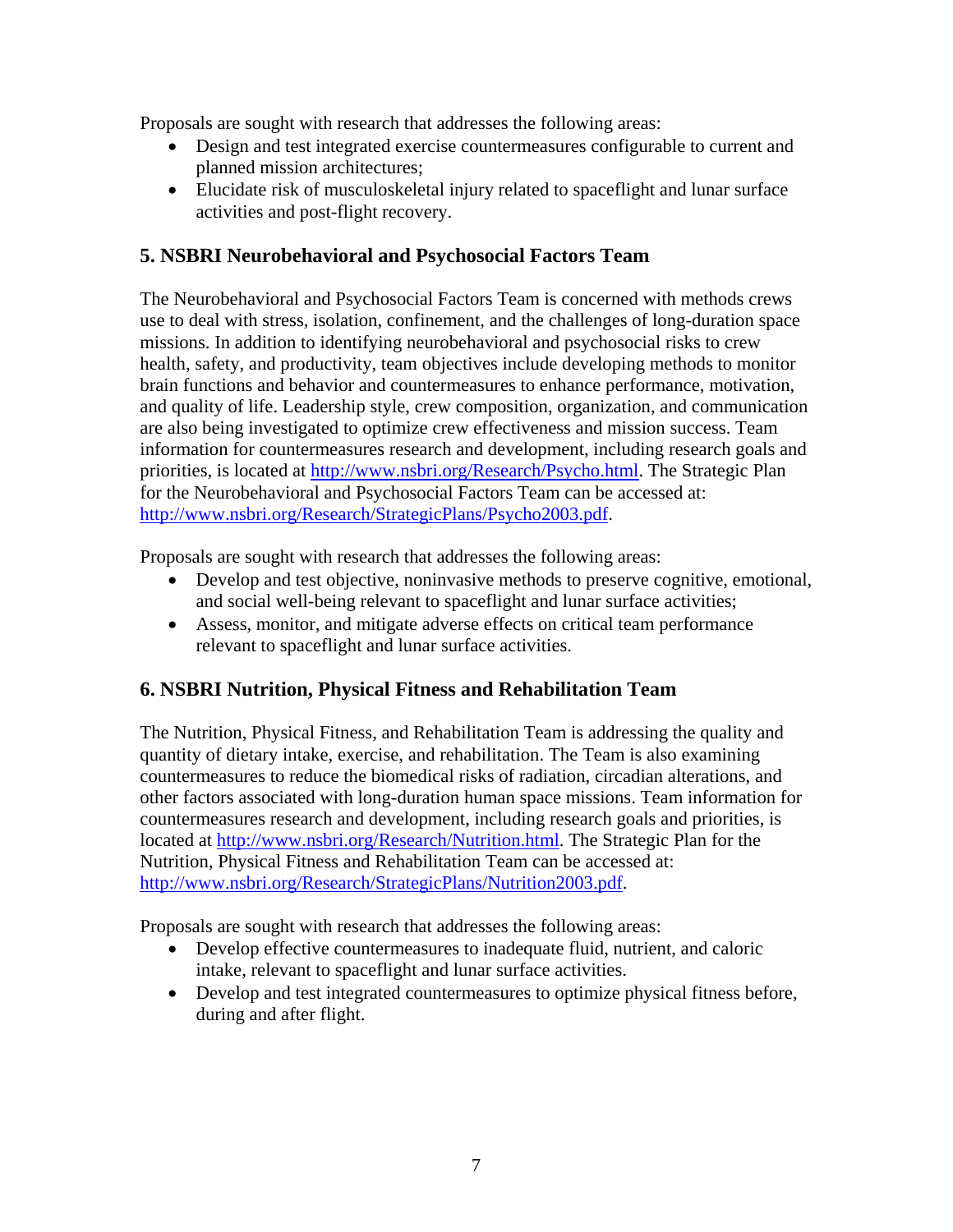Proposals are sought with research that addresses the following areas:

- Design and test integrated exercise countermeasures configurable to current and planned mission architectures;
- Elucidate risk of musculoskeletal injury related to spaceflight and lunar surface activities and post-flight recovery.

## 5. NSBRI Neurobehavioral and Psychosocial Factors Team

The Neurobehavioral and Psychosocial Factors Team is concerned with methods crews use to deal with stress, isolation, confinement, and the challenges of long-duration space missions. In addition to identifying neurobehavioral and psychosocial risks to crew health, safety, and productivity, team objectives include developing methods to monitor brain functions and behavior and countermeasures to enhance performance, motivation, and quality of life. Leadership style, crew composition, organization, and communication are also being investigated to optimize crew effectiveness and mission success. Team information for countermeasures research and development, including research goals and priorities, is located at http://www.nsbri.org/Research/Psycho.html. The Strategic Plan for the Neurobehavioral and Psychosocial Factors Team can be accessed at: http://www.nsbri.org/Research/StrategicPlans/Psycho2003.pdf.

Proposals are sought with research that addresses the following areas:

- Develop and test objective, noninvasive methods to preserve cognitive, emotional, and social well-being relevant to spaceflight and lunar surface activities;
- Assess, monitor, and mitigate adverse effects on critical team performance relevant to spaceflight and lunar surface activities.

## 6. NSBRI Nutrition, Physical Fitness and Rehabilitation Team

The Nutrition, Physical Fitness, and Rehabilitation Team is addressing the quality and quantity of dietary intake, exercise, and rehabilitation. The Team is also examining countermeasures to reduce the biomedical risks of radiation, circadian alterations, and other factors associated with long-duration human space missions. Team information for countermeasures research and development, including research goals and priorities, is located at http://www.nsbri.org/Research/Nutrition.html. The Strategic Plan for the Nutrition, Physical Fitness and Rehabilitation Team can be accessed at: http://www.nsbri.org/Research/StrategicPlans/Nutrition2003.pdf.

Proposals are sought with research that addresses the following areas:

- Develop effective countermeasures to inadequate fluid, nutrient, and caloric intake, relevant to spaceflight and lunar surface activities.
- Develop and test integrated countermeasures to optimize physical fitness before, during and after flight.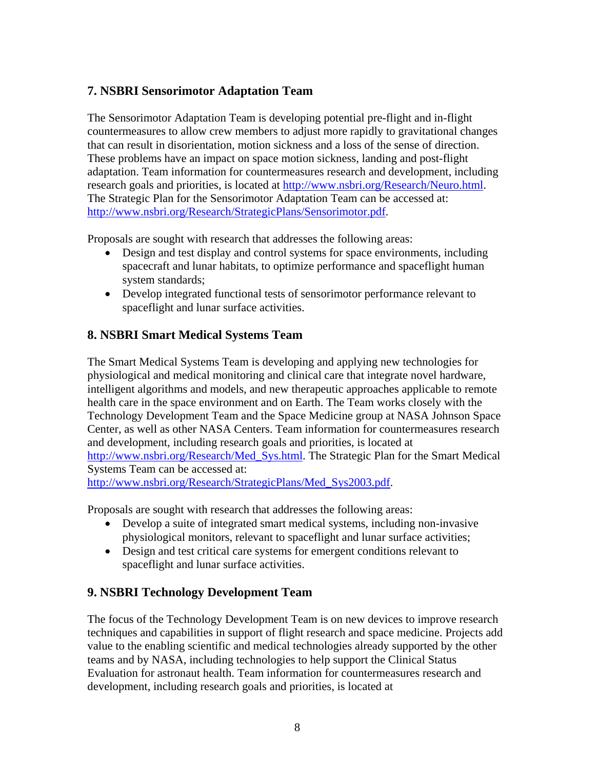## 7. NSBRI Sensorimotor Adaptation Team

The Sensorimotor Adaptation Team is developing potential pre-flight and in-flight countermeasures to allow crew members to adjust more rapidly to gravitational changes that can result in disorientation, motion sickness and a loss of the sense of direction. These problems have an impact on space motion sickness, landing and post-flight adaptation. Team information for countermeasures research and development, including research goals and priorities, is located at http://www.nsbri.org/Research/Neuro.html. The Strategic Plan for the Sensorimotor Adaptation Team can be accessed at: http://www.nsbri.org/Research/StrategicPlans/Sensorimotor.pdf.

Proposals are sought with research that addresses the following areas:

- Design and test display and control systems for space environments, including spacecraft and lunar habitats, to optimize performance and spaceflight human system standards;
- Develop integrated functional tests of sensorimotor performance relevant to spaceflight and lunar surface activities.

## 8. NSBRI Smart Medical Systems Team

The Smart Medical Systems Team is developing and applying new technologies for physiological and medical monitoring and clinical care that integrate novel hardware, intelligent algorithms and models, and new therapeutic approaches applicable to remote health care in the space environment and on Earth. The Team works closely with the Technology Development Team and the Space Medicine group at NASA Johnson Space Center, as well as other NASA Centers. Team information for countermeasures research and development, including research goals and priorities, is located at http://www.nsbri.org/Research/Med_Sys.html. The Strategic Plan for the Smart Medical Systems Team can be accessed at: http://www.nsbri.org/Research/StrategicPlans/Med_Sys2003.pdf.

Proposals are sought with research that addresses the following areas:

- Develop a suite of integrated smart medical systems, including non-invasive physiological monitors, relevant to spaceflight and lunar surface activities;
- Design and test critical care systems for emergent conditions relevant to spaceflight and lunar surface activities.

## 9. NSBRI Technology Development Team

The focus of the Technology Development Team is on new devices to improve research techniques and capabilities in support of flight research and space medicine. Projects add value to the enabling scientific and medical technologies already supported by the other teams and by NASA, including technologies to help support the Clinical Status Evaluation for astronaut health. Team information for countermeasures research and development, including research goals and priorities, is located at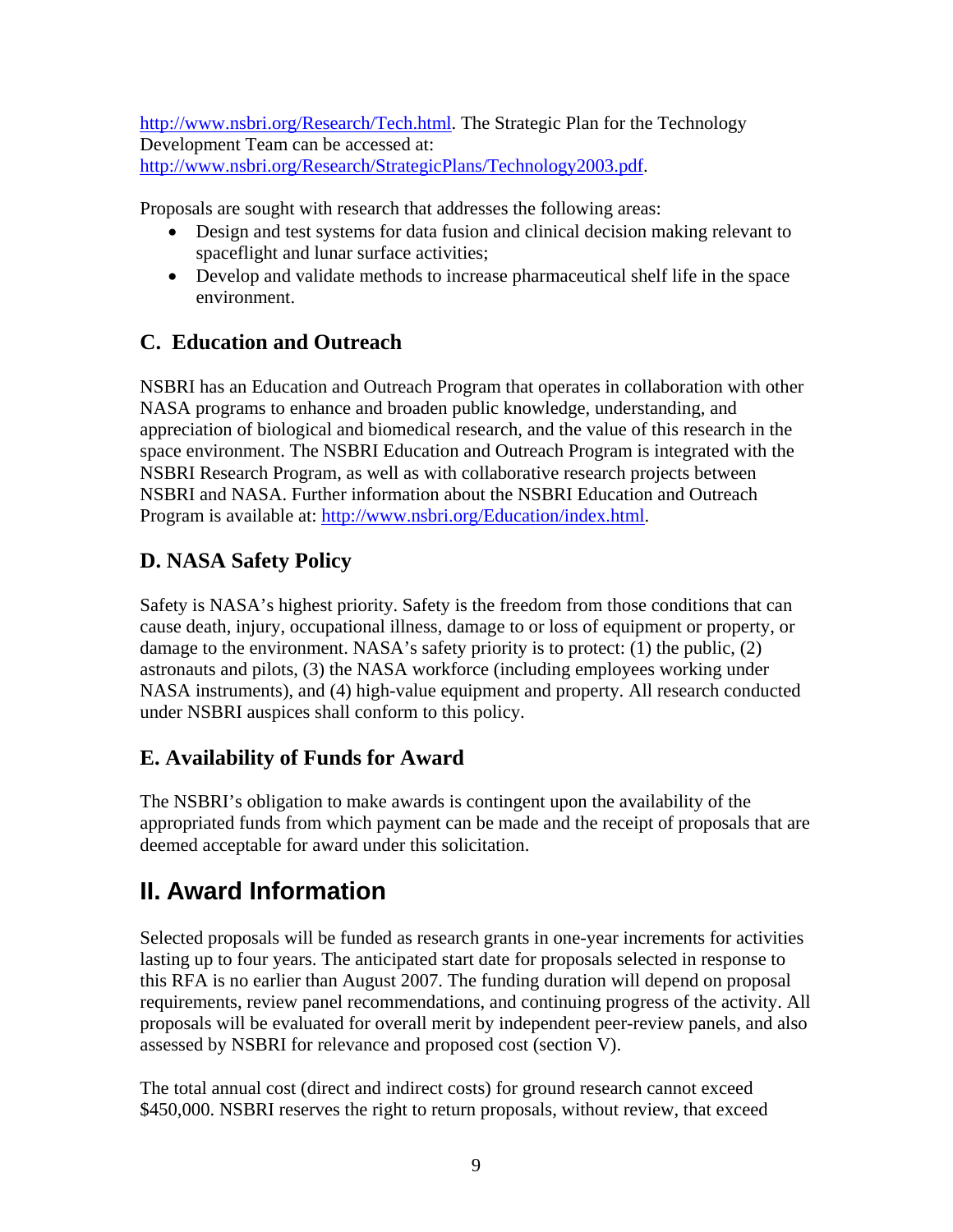http://www.nsbri.org/Research/Tech.html. The Strategic Plan for the Technology Development Team can be accessed at: http://www.nsbri.org/Research/StrategicPlans/Technology2003.pdf.

Proposals are sought with research that addresses the following areas:

- Design and test systems for data fusion and clinical decision making relevant to spaceflight and lunar surface activities;
- Develop and validate methods to increase pharmaceutical shelf life in the space environment.

### C. Education and Outreach

NSBRI has an Education and Outreach Program that operates in collaboration with other NASA programs to enhance and broaden public knowledge, understanding, and appreciation of biological and biomedical research, and the value of this research in the space environment. The NSBRI Education and Outreach Program is integrated with the NSBRI Research Program, as well as with collaborative research projects between NSBRI and NASA. Further information about the NSBRI Education and Outreach Program is available at: http://www.nsbri.org/Education/index.html.

### D. NASA Safety Policy

Safety is NASA's highest priority. Safety is the freedom from those conditions that can cause death, injury, occupational illness, damage to or loss of equipment or property, or damage to the environment. NASA's safety priority is to protect: (1) the public, (2) astronauts and pilots, (3) the NASA workforce (including employees working under NASA instruments), and (4) high-value equipment and property. All research conducted under NSBRI auspices shall conform to this policy.

### E. Availability of Funds for Award

The NSBRI's obligation to make awards is contingent upon the availability of the appropriated funds from which payment can be made and the receipt of proposals that are deemed acceptable for award under this solicitation.

## II. Award Information

Selected proposals will be funded as research grants in one-year increments for activities lasting up to four years. The anticipated start date for proposals selected in response to this RFA is no earlier than August 2007. The funding duration will depend on proposal requirements, review panel recommendations, and continuing progress of the activity. All proposals will be evaluated for overall merit by independent peer-review panels, and also assessed by NSBRI for relevance and proposed cost (section V).

The total annual cost (direct and indirect costs) for ground research cannot exceed $450,000. NSBRI reserves the right to return proposals, without review, that exceed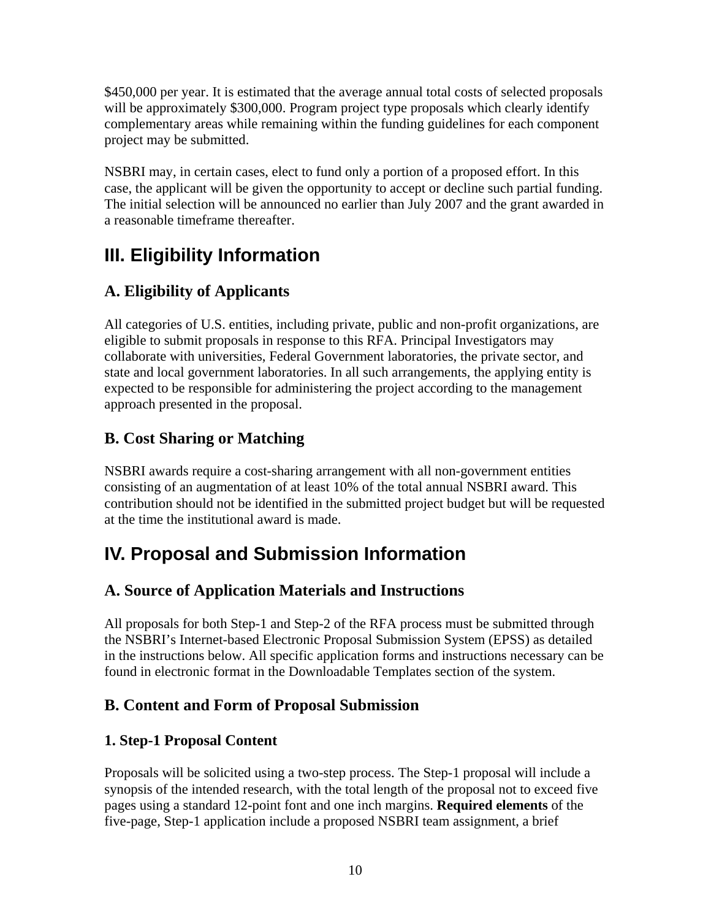$450,000 per year. It is estimated that the average annual total costs of selected proposals will be approximately $300,000. Program project type proposals which clearly identify complementary areas while remaining within the funding guidelines for each component project may be submitted.

NSBRI may, in certain cases, elect to fund only a portion of a proposed effort. In this case, the applicant will be given the opportunity to accept or decline such partial funding. The initial selection will be announced no earlier than July 2007 and the grant awarded in a reasonable timeframe thereafter.

# III. Eligibility Information

## A. Eligibility of Applicants

All categories of U.S. entities, including private, public and non-profit organizations, are eligible to submit proposals in response to this RFA. Principal Investigators may collaborate with universities, Federal Government laboratories, the private sector, and state and local government laboratories. In all such arrangements, the applying entity is expected to be responsible for administering the project according to the management approach presented in the proposal.

## B. Cost Sharing or Matching

NSBRI awards require a cost-sharing arrangement with all non-government entities consisting of an augmentation of at least 10% of the total annual NSBRI award. This contribution should not be identified in the submitted project budget but will be requested at the time the institutional award is made.

# IV. Proposal and Submission Information

## A. Source of Application Materials and Instructions

All proposals for both Step-1 and Step-2 of the RFA process must be submitted through the NSBRI's Internet-based Electronic Proposal Submission System (EPSS) as detailed in the instructions below. All specific application forms and instructions necessary can be found in electronic format in the Downloadable Templates section of the system.

## B. Content and Form of Proposal Submission

### 1. Step-1 Proposal Content

Proposals will be solicited using a two-step process. The Step-1 proposal will include a synopsis of the intended research, with the total length of the proposal not to exceed five pages using a standard 12-point font and one inch margins. **Required elements** of the five-page, Step-1 application include a proposed NSBRI team assignment, a brief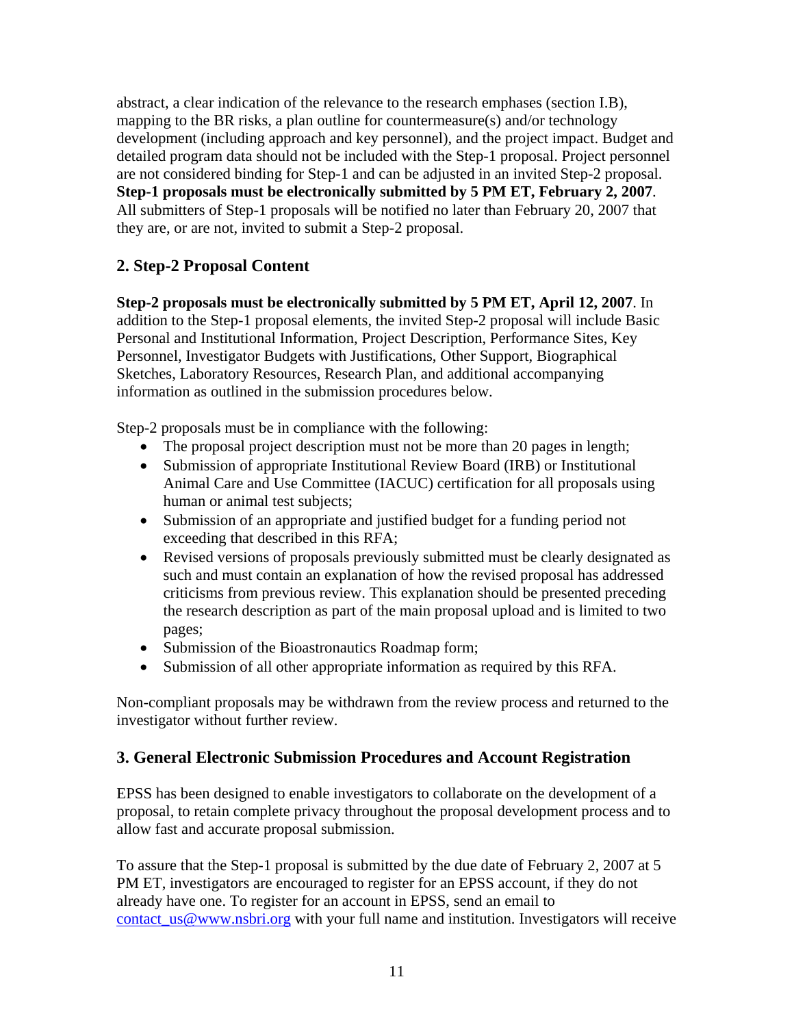abstract, a clear indication of the relevance to the research emphases (section I.B), mapping to the BR risks, a plan outline for countermeasure(s) and/or technology development (including approach and key personnel), and the project impact. Budget and detailed program data should not be included with the Step-1 proposal. Project personnel are not considered binding for Step-1 and can be adjusted in an invited Step-2 proposal. **Step-1 proposals must be electronically submitted by 5 PM ET, February 2, 2007**. All submitters of Step-1 proposals will be notified no later than February 20, 2007 that they are, or are not, invited to submit a Step-2 proposal.

## 2. Step-2 Proposal Content

**Step-2 proposals must be electronically submitted by 5 PM ET, April 12, 2007**. In addition to the Step-1 proposal elements, the invited Step-2 proposal will include Basic Personal and Institutional Information, Project Description, Performance Sites, Key Personnel, Investigator Budgets with Justifications, Other Support, Biographical Sketches, Laboratory Resources, Research Plan, and additional accompanying information as outlined in the submission procedures below.

Step-2 proposals must be in compliance with the following:

- The proposal project description must not be more than 20 pages in length;
- Submission of appropriate Institutional Review Board (IRB) or Institutional Animal Care and Use Committee (IACUC) certification for all proposals using human or animal test subjects;
- Submission of an appropriate and justified budget for a funding period not exceeding that described in this RFA;
- Revised versions of proposals previously submitted must be clearly designated as such and must contain an explanation of how the revised proposal has addressed criticisms from previous review. This explanation should be presented preceding the research description as part of the main proposal upload and is limited to two pages;
- Submission of the Bioastronautics Roadmap form;
- Submission of all other appropriate information as required by this RFA.

Non-compliant proposals may be withdrawn from the review process and returned to the investigator without further review.

## 3. General Electronic Submission Procedures and Account Registration

EPSS has been designed to enable investigators to collaborate on the development of a proposal, to retain complete privacy throughout the proposal development process and to allow fast and accurate proposal submission.

To assure that the Step-1 proposal is submitted by the due date of February 2, 2007 at 5 PM ET, investigators are encouraged to register for an EPSS account, if they do not already have one. To register for an account in EPSS, send an email to contact_us@www.nsbri.org with your full name and institution. Investigators will receive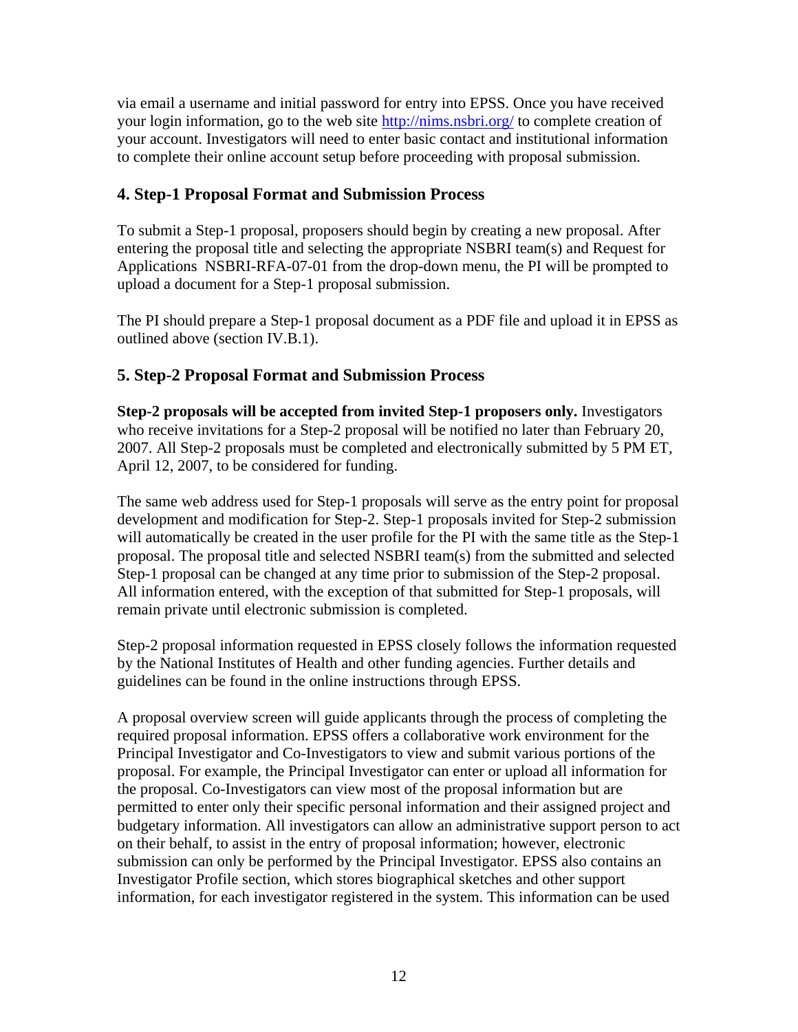via email a username and initial password for entry into EPSS. Once you have received your login information, go to the web site http://nims.nsbri.org/ to complete creation of your account. Investigators will need to enter basic contact and institutional information to complete their online account setup before proceeding with proposal submission.

### 4. Step-1 Proposal Format and Submission Process

To submit a Step-1 proposal, proposers should begin by creating a new proposal. After entering the proposal title and selecting the appropriate NSBRI team(s) and Request for Applications NSBRI-RFA-07-01 from the drop-down menu, the PI will be prompted to upload a document for a Step-1 proposal submission.

The PI should prepare a Step-1 proposal document as a PDF file and upload it in EPSS as outlined above (section IV.B.1).

### 5. Step-2 Proposal Format and Submission Process

**Step-2 proposals will be accepted from invited Step-1 proposers only.** Investigators who receive invitations for a Step-2 proposal will be notified no later than February 20, 2007. All Step-2 proposals must be completed and electronically submitted by 5 PM ET, April 12, 2007, to be considered for funding.

The same web address used for Step-1 proposals will serve as the entry point for proposal development and modification for Step-2. Step-1 proposals invited for Step-2 submission will automatically be created in the user profile for the PI with the same title as the Step-1 proposal. The proposal title and selected NSBRI team(s) from the submitted and selected Step-1 proposal can be changed at any time prior to submission of the Step-2 proposal. All information entered, with the exception of that submitted for Step-1 proposals, will remain private until electronic submission is completed.

Step-2 proposal information requested in EPSS closely follows the information requested by the National Institutes of Health and other funding agencies. Further details and guidelines can be found in the online instructions through EPSS.

A proposal overview screen will guide applicants through the process of completing the required proposal information. EPSS offers a collaborative work environment for the Principal Investigator and Co-Investigators to view and submit various portions of the proposal. For example, the Principal Investigator can enter or upload all information for the proposal. Co-Investigators can view most of the proposal information but are permitted to enter only their specific personal information and their assigned project and budgetary information. All investigators can allow an administrative support person to act on their behalf, to assist in the entry of proposal information; however, electronic submission can only be performed by the Principal Investigator. EPSS also contains an Investigator Profile section, which stores biographical sketches and other support information, for each investigator registered in the system. This information can be used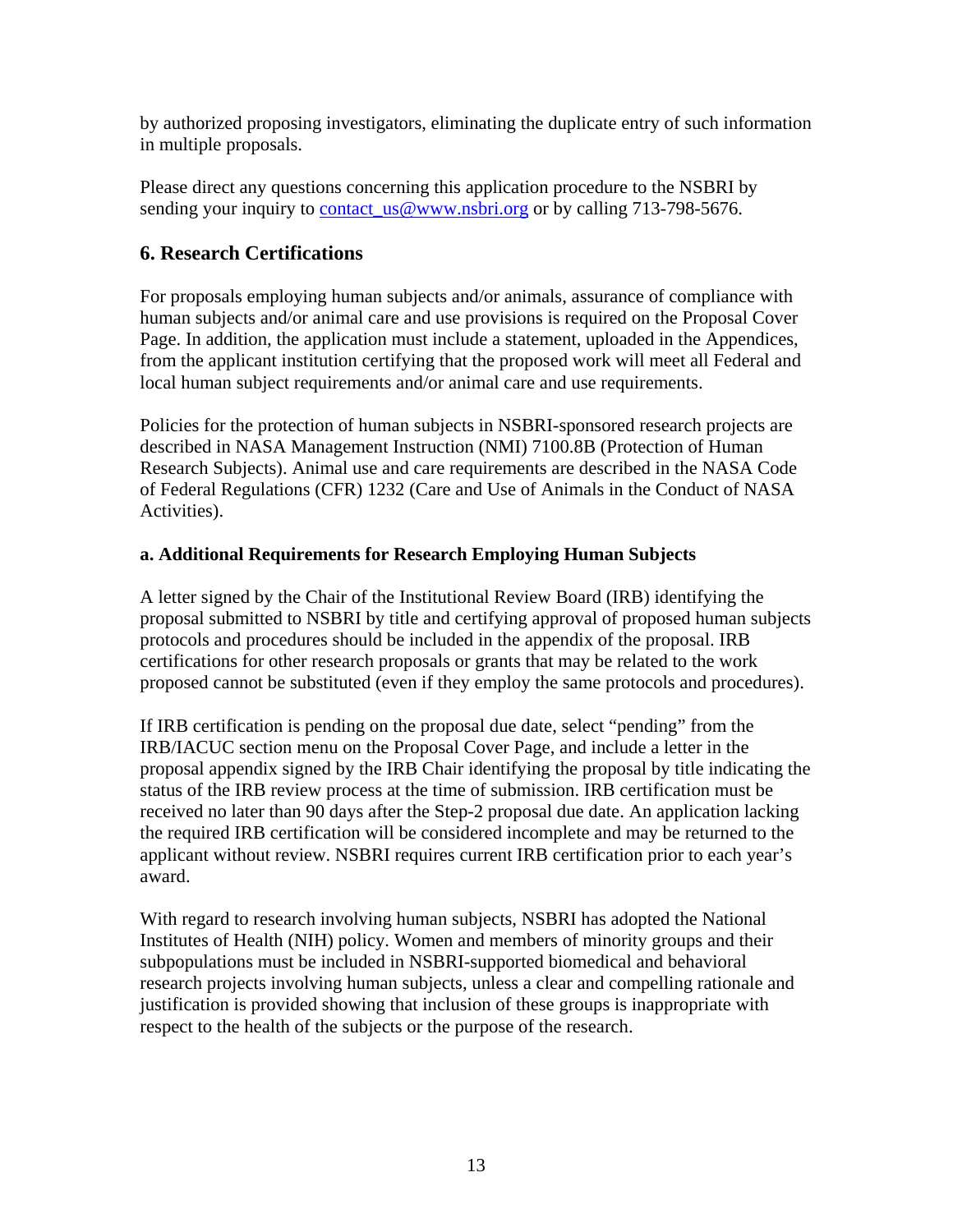by authorized proposing investigators, eliminating the duplicate entry of such information in multiple proposals.

Please direct any questions concerning this application procedure to the NSBRI by sending your inquiry to contact_us@www.nsbri.org or by calling 713-798-5676.

## 6. Research Certifications

For proposals employing human subjects and/or animals, assurance of compliance with human subjects and/or animal care and use provisions is required on the Proposal Cover Page. In addition, the application must include a statement, uploaded in the Appendices, from the applicant institution certifying that the proposed work will meet all Federal and local human subject requirements and/or animal care and use requirements.

Policies for the protection of human subjects in NSBRI-sponsored research projects are described in NASA Management Instruction (NMI) 7100.8B (Protection of Human Research Subjects). Animal use and care requirements are described in the NASA Code of Federal Regulations (CFR) 1232 (Care and Use of Animals in the Conduct of NASA Activities).

### a. Additional Requirements for Research Employing Human Subjects

A letter signed by the Chair of the Institutional Review Board (IRB) identifying the proposal submitted to NSBRI by title and certifying approval of proposed human subjects protocols and procedures should be included in the appendix of the proposal. IRB certifications for other research proposals or grants that may be related to the work proposed cannot be substituted (even if they employ the same protocols and procedures).

If IRB certification is pending on the proposal due date, select "pending" from the IRB/IACUC section menu on the Proposal Cover Page, and include a letter in the proposal appendix signed by the IRB Chair identifying the proposal by title indicating the status of the IRB review process at the time of submission. IRB certification must be received no later than 90 days after the Step-2 proposal due date. An application lacking the required IRB certification will be considered incomplete and may be returned to the applicant without review. NSBRI requires current IRB certification prior to each year's award.

With regard to research involving human subjects, NSBRI has adopted the National Institutes of Health (NIH) policy. Women and members of minority groups and their subpopulations must be included in NSBRI-supported biomedical and behavioral research projects involving human subjects, unless a clear and compelling rationale and justification is provided showing that inclusion of these groups is inappropriate with respect to the health of the subjects or the purpose of the research.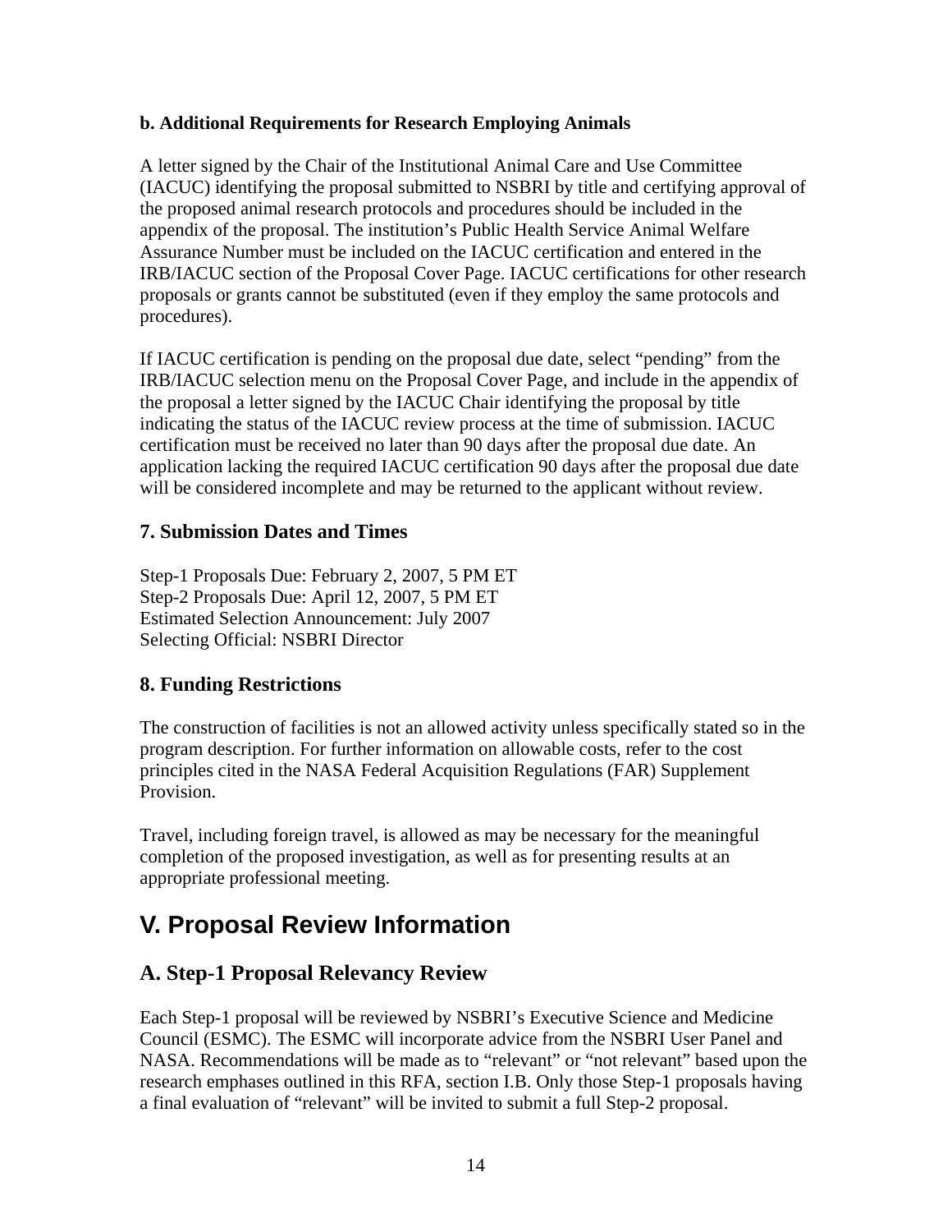**b. Additional Requirements for Research Employing Animals**

A letter signed by the Chair of the Institutional Animal Care and Use Committee (IACUC) identifying the proposal submitted to NSBRI by title and certifying approval of the proposed animal research protocols and procedures should be included in the appendix of the proposal. The institution's Public Health Service Animal Welfare Assurance Number must be included on the IACUC certification and entered in the IRB/IACUC section of the Proposal Cover Page. IACUC certifications for other research proposals or grants cannot be substituted (even if they employ the same protocols and procedures).

If IACUC certification is pending on the proposal due date, select "pending" from the IRB/IACUC selection menu on the Proposal Cover Page, and include in the appendix of the proposal a letter signed by the IACUC Chair identifying the proposal by title indicating the status of the IACUC review process at the time of submission. IACUC certification must be received no later than 90 days after the proposal due date. An application lacking the required IACUC certification 90 days after the proposal due date will be considered incomplete and may be returned to the applicant without review.

### 7. Submission Dates and Times

Step-1 Proposals Due: February 2, 2007, 5 PM ET
Step-2 Proposals Due: April 12, 2007, 5 PM ET
Estimated Selection Announcement: July 2007
Selecting Official: NSBRI Director

### 8. Funding Restrictions

The construction of facilities is not an allowed activity unless specifically stated so in the program description. For further information on allowable costs, refer to the cost principles cited in the NASA Federal Acquisition Regulations (FAR) Supplement Provision.

Travel, including foreign travel, is allowed as may be necessary for the meaningful completion of the proposed investigation, as well as for presenting results at an appropriate professional meeting.

# V. Proposal Review Information

## A. Step-1 Proposal Relevancy Review

Each Step-1 proposal will be reviewed by NSBRI's Executive Science and Medicine Council (ESMC). The ESMC will incorporate advice from the NSBRI User Panel and NASA. Recommendations will be made as to "relevant" or "not relevant" based upon the research emphases outlined in this RFA, section I.B. Only those Step-1 proposals having a final evaluation of "relevant" will be invited to submit a full Step-2 proposal.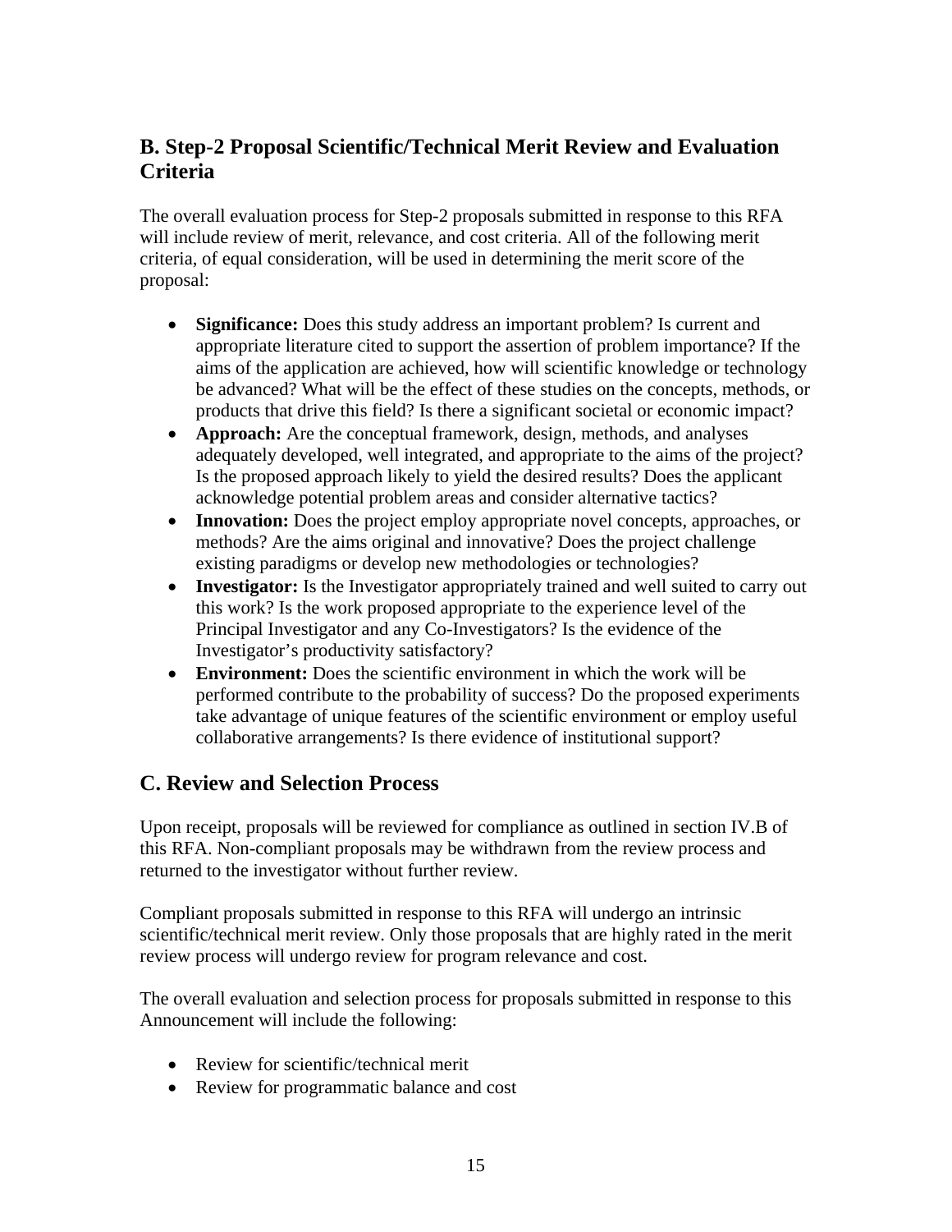## B. Step-2 Proposal Scientific/Technical Merit Review and Evaluation Criteria

The overall evaluation process for Step-2 proposals submitted in response to this RFA will include review of merit, relevance, and cost criteria. All of the following merit criteria, of equal consideration, will be used in determining the merit score of the proposal:

- **Significance:** Does this study address an important problem? Is current and appropriate literature cited to support the assertion of problem importance? If the aims of the application are achieved, how will scientific knowledge or technology be advanced? What will be the effect of these studies on the concepts, methods, or products that drive this field? Is there a significant societal or economic impact?
- **Approach:** Are the conceptual framework, design, methods, and analyses adequately developed, well integrated, and appropriate to the aims of the project? Is the proposed approach likely to yield the desired results? Does the applicant acknowledge potential problem areas and consider alternative tactics?
- **Innovation:** Does the project employ appropriate novel concepts, approaches, or methods? Are the aims original and innovative? Does the project challenge existing paradigms or develop new methodologies or technologies?
- **Investigator:** Is the Investigator appropriately trained and well suited to carry out this work? Is the work proposed appropriate to the experience level of the Principal Investigator and any Co-Investigators? Is the evidence of the Investigator's productivity satisfactory?
- **Environment:** Does the scientific environment in which the work will be performed contribute to the probability of success? Do the proposed experiments take advantage of unique features of the scientific environment or employ useful collaborative arrangements? Is there evidence of institutional support?

## C. Review and Selection Process

Upon receipt, proposals will be reviewed for compliance as outlined in section IV.B of this RFA. Non-compliant proposals may be withdrawn from the review process and returned to the investigator without further review.

Compliant proposals submitted in response to this RFA will undergo an intrinsic scientific/technical merit review. Only those proposals that are highly rated in the merit review process will undergo review for program relevance and cost.

The overall evaluation and selection process for proposals submitted in response to this Announcement will include the following:

- Review for scientific/technical merit
- Review for programmatic balance and cost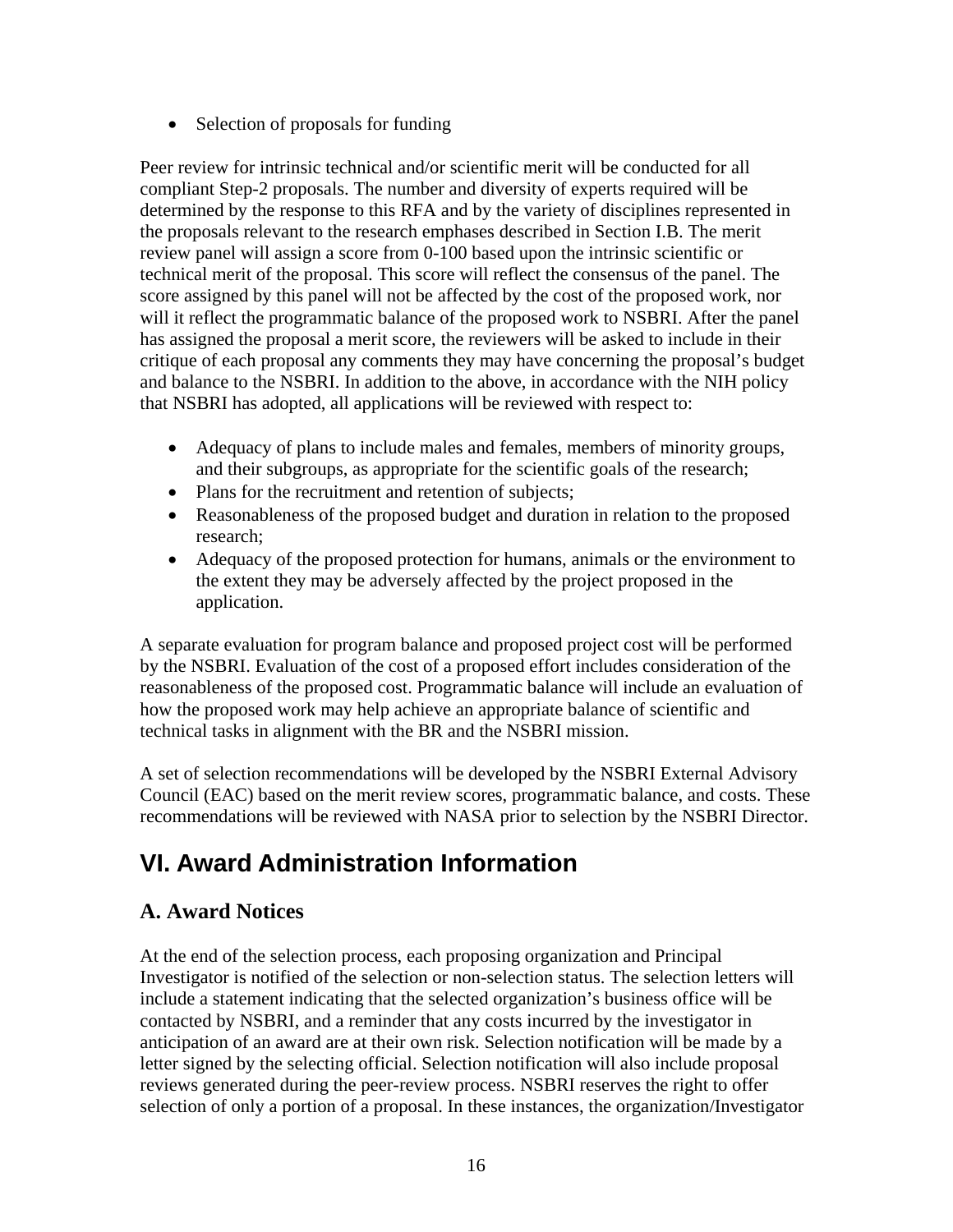- Selection of proposals for funding

Peer review for intrinsic technical and/or scientific merit will be conducted for all compliant Step-2 proposals. The number and diversity of experts required will be determined by the response to this RFA and by the variety of disciplines represented in the proposals relevant to the research emphases described in Section I.B. The merit review panel will assign a score from 0-100 based upon the intrinsic scientific or technical merit of the proposal. This score will reflect the consensus of the panel. The score assigned by this panel will not be affected by the cost of the proposed work, nor will it reflect the programmatic balance of the proposed work to NSBRI. After the panel has assigned the proposal a merit score, the reviewers will be asked to include in their critique of each proposal any comments they may have concerning the proposal's budget and balance to the NSBRI. In addition to the above, in accordance with the NIH policy that NSBRI has adopted, all applications will be reviewed with respect to:

- Adequacy of plans to include males and females, members of minority groups, and their subgroups, as appropriate for the scientific goals of the research;
- Plans for the recruitment and retention of subjects;
- Reasonableness of the proposed budget and duration in relation to the proposed research;
- Adequacy of the proposed protection for humans, animals or the environment to the extent they may be adversely affected by the project proposed in the application.

A separate evaluation for program balance and proposed project cost will be performed by the NSBRI. Evaluation of the cost of a proposed effort includes consideration of the reasonableness of the proposed cost. Programmatic balance will include an evaluation of how the proposed work may help achieve an appropriate balance of scientific and technical tasks in alignment with the BR and the NSBRI mission.

A set of selection recommendations will be developed by the NSBRI External Advisory Council (EAC) based on the merit review scores, programmatic balance, and costs. These recommendations will be reviewed with NASA prior to selection by the NSBRI Director.

# VI. Award Administration Information

## A. Award Notices

At the end of the selection process, each proposing organization and Principal Investigator is notified of the selection or non-selection status. The selection letters will include a statement indicating that the selected organization's business office will be contacted by NSBRI, and a reminder that any costs incurred by the investigator in anticipation of an award are at their own risk. Selection notification will be made by a letter signed by the selecting official. Selection notification will also include proposal reviews generated during the peer-review process. NSBRI reserves the right to offer selection of only a portion of a proposal. In these instances, the organization/Investigator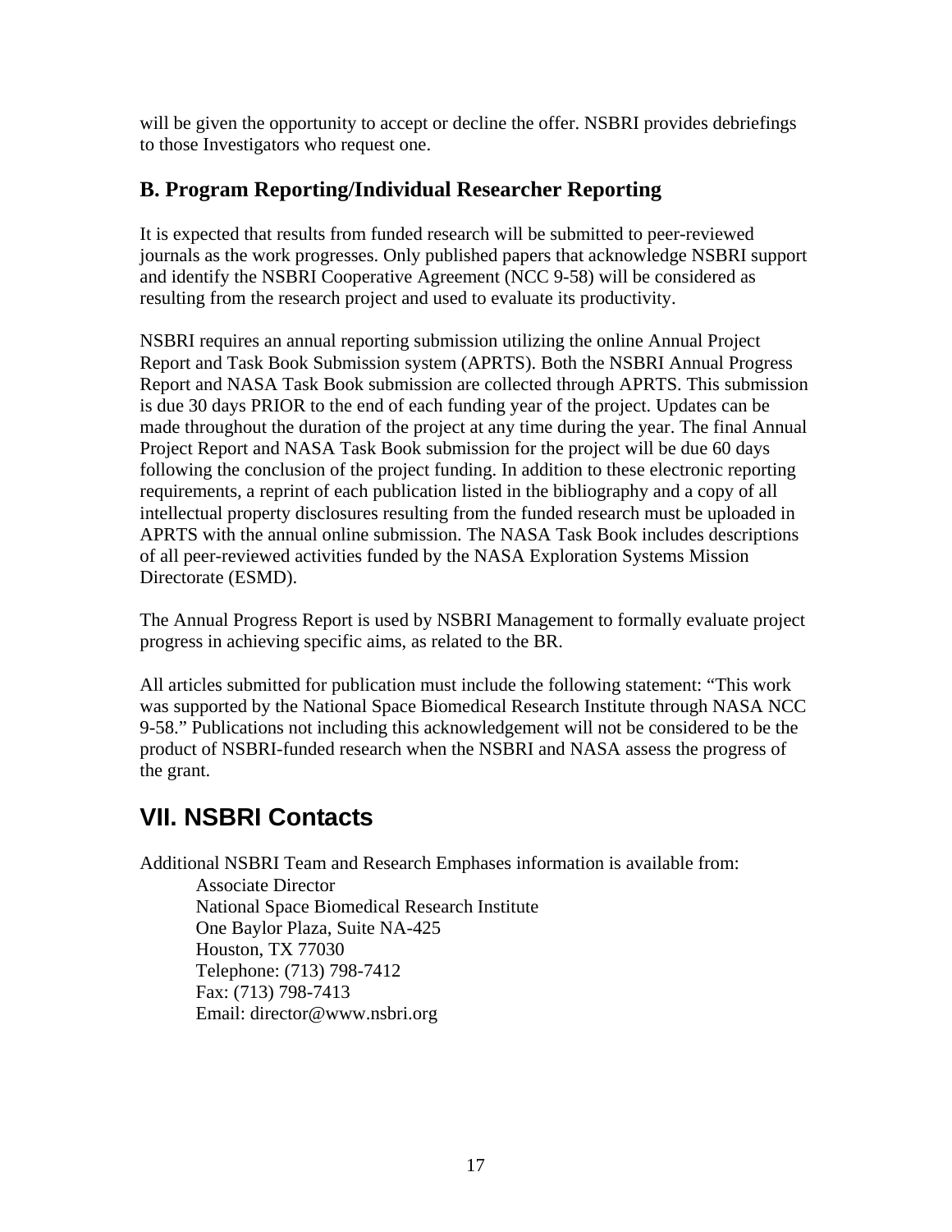will be given the opportunity to accept or decline the offer. NSBRI provides debriefings to those Investigators who request one.

### B. Program Reporting/Individual Researcher Reporting

It is expected that results from funded research will be submitted to peer-reviewed journals as the work progresses. Only published papers that acknowledge NSBRI support and identify the NSBRI Cooperative Agreement (NCC 9-58) will be considered as resulting from the research project and used to evaluate its productivity.

NSBRI requires an annual reporting submission utilizing the online Annual Project Report and Task Book Submission system (APRTS). Both the NSBRI Annual Progress Report and NASA Task Book submission are collected through APRTS. This submission is due 30 days PRIOR to the end of each funding year of the project. Updates can be made throughout the duration of the project at any time during the year. The final Annual Project Report and NASA Task Book submission for the project will be due 60 days following the conclusion of the project funding. In addition to these electronic reporting requirements, a reprint of each publication listed in the bibliography and a copy of all intellectual property disclosures resulting from the funded research must be uploaded in APRTS with the annual online submission. The NASA Task Book includes descriptions of all peer-reviewed activities funded by the NASA Exploration Systems Mission Directorate (ESMD).

The Annual Progress Report is used by NSBRI Management to formally evaluate project progress in achieving specific aims, as related to the BR.

All articles submitted for publication must include the following statement: "This work was supported by the National Space Biomedical Research Institute through NASA NCC 9-58." Publications not including this acknowledgement will not be considered to be the product of NSBRI-funded research when the NSBRI and NASA assess the progress of the grant.

## VII. NSBRI Contacts

Additional NSBRI Team and Research Emphases information is available from:

Associate Director
National Space Biomedical Research Institute
One Baylor Plaza, Suite NA-425
Houston, TX 77030
Telephone: (713) 798-7412
Fax: (713) 798-7413
Email: director@www.nsbri.org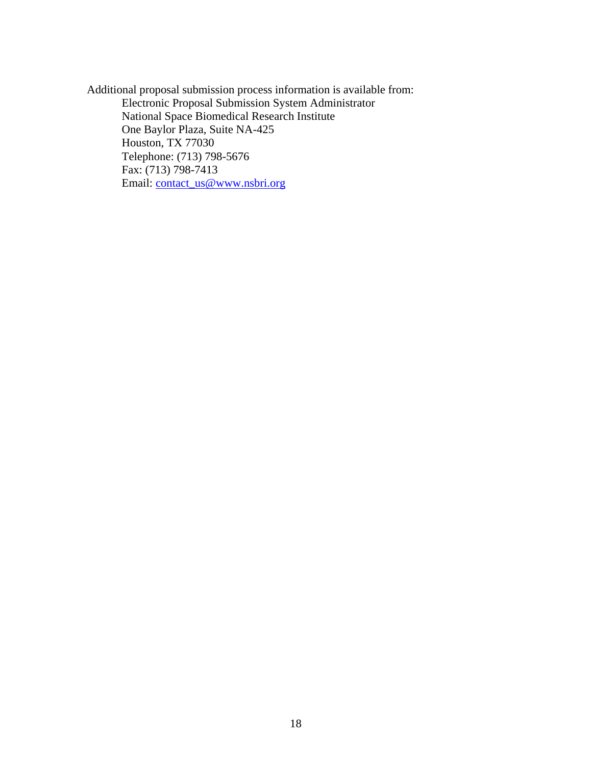Additional proposal submission process information is available from:

Electronic Proposal Submission System Administrator
National Space Biomedical Research Institute
One Baylor Plaza, Suite NA-425
Houston, TX 77030
Telephone: (713) 798-5676
Fax: (713) 798-7413
Email: contact_us@www.nsbri.org